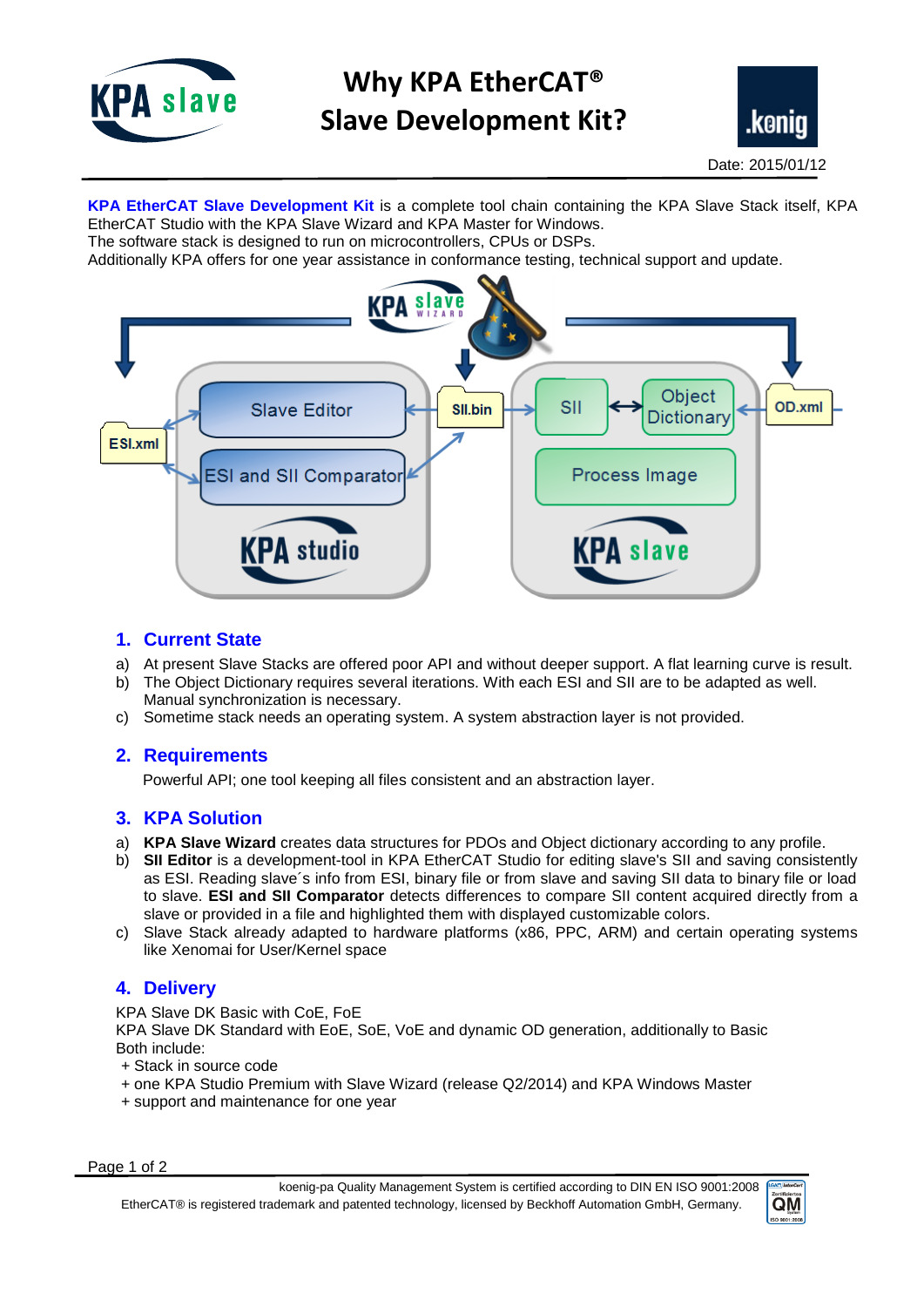# Why KPA EtherCAT® Slave Development Kit?

Date: 2015/01/12

**KPA EtherCAT Slave Development Kit** is a complete tool chain containing the KPA Slave Stack itself, KPA EtherCAT Studio with the KPA Slave Wizard and KPA Master for Windows.
The software stack is designed to run on microcontrollers, CPUs or DSPs.
Additionally KPA offers for one year assistance in conformance testing, technical support and update.

KPA slave WIZARD
ESI.xml
Slave Editor
ESI and SII Comparator
KPA studio
SII.bin
SII
Object Dictionary
OD.xml
Process Image
KPA slave

## 1. Current State

a) At present Slave Stacks are offered poor API and without deeper support. A flat learning curve is result.
b) The Object Dictionary requires several iterations. With each ESI and SII are to be adapted as well. Manual synchronization is necessary.
c) Sometime stack needs an operating system. A system abstraction layer is not provided.

## 2. Requirements

Powerful API; one tool keeping all files consistent and an abstraction layer.

## 3. KPA Solution

a) **KPA Slave Wizard** creates data structures for PDOs and Object dictionary according to any profile.
b) **SII Editor** is a development-tool in KPA EtherCAT Studio for editing slave's SII and saving consistently as ESI. Reading slave´s info from ESI, binary file or from slave and saving SII data to binary file or load to slave. **ESI and SII Comparator** detects differences to compare SII content acquired directly from a slave or provided in a file and highlighted them with displayed customizable colors.
c) Slave Stack already adapted to hardware platforms (x86, PPC, ARM) and certain operating systems like Xenomai for User/Kernel space

## 4. Delivery

KPA Slave DK Basic with CoE, FoE
KPA Slave DK Standard with EoE, SoE, VoE and dynamic OD generation, additionally to Basic
Both include:
+ Stack in source code
+ one KPA Studio Premium with Slave Wizard (release Q2/2014) and KPA Windows Master
+ support and maintenance for one year

koenig-pa Quality Management System is certified according to DIN EN ISO 9001:2008
EtherCAT® is registered trademark and patented technology, licensed by Beckhoff Automation GmbH, Germany.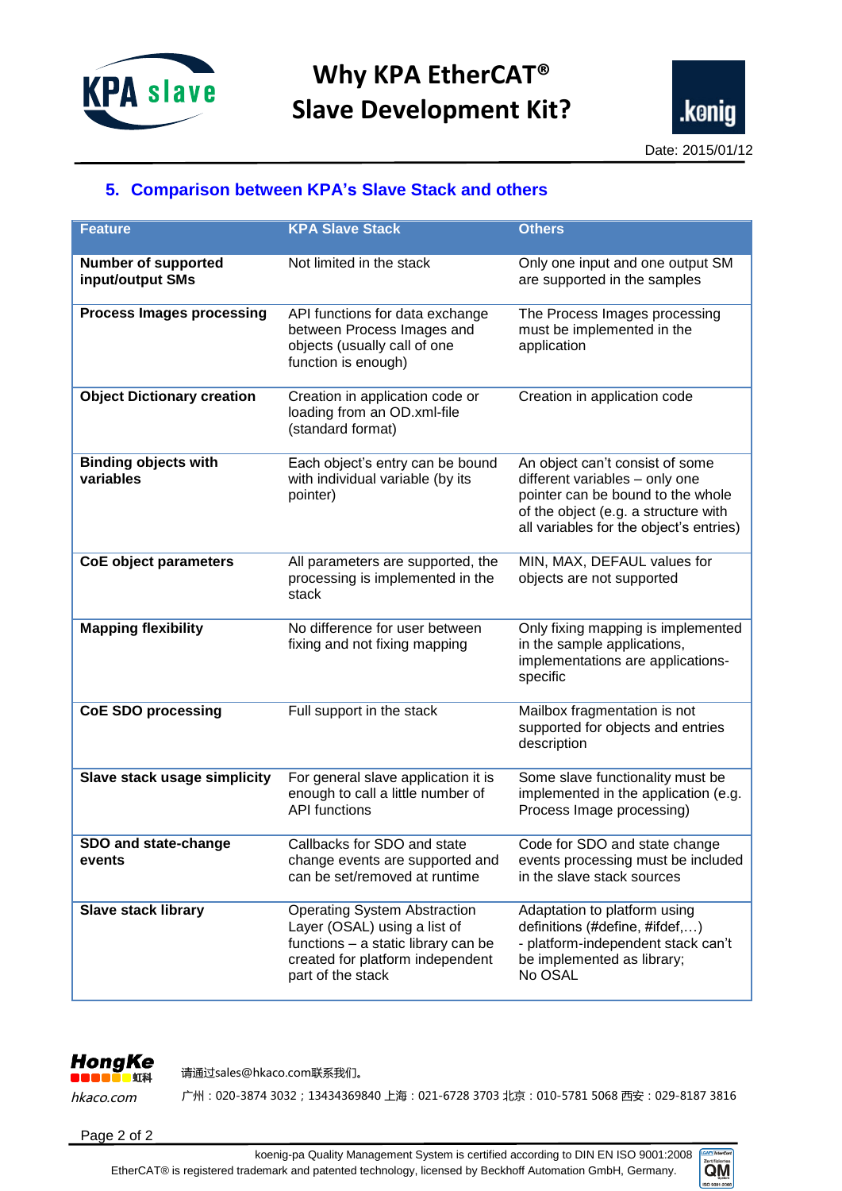# Why KPA EtherCAT® Slave Development Kit?

Date: 2015/01/12

## 5. Comparison between KPA's Slave Stack and others

| Feature | KPA Slave Stack | Others |
|---|---|---|
| **Number of supported input/output SMs** | Not limited in the stack | Only one input and one output SM are supported in the samples |
| **Process Images processing** | API functions for data exchange between Process Images and objects (usually call of one function is enough) | The Process Images processing must be implemented in the application |
| **Object Dictionary creation** | Creation in application code or loading from an OD.xml-file (standard format) | Creation in application code |
| **Binding objects with variables** | Each object's entry can be bound with individual variable (by its pointer) | An object can't consist of some different variables – only one pointer can be bound to the whole of the object (e.g. a structure with all variables for the object's entries) |
| **CoE object parameters** | All parameters are supported, the processing is implemented in the stack | MIN, MAX, DEFAUL values for objects are not supported |
| **Mapping flexibility** | No difference for user between fixing and not fixing mapping | Only fixing mapping is implemented in the sample applications, implementations are applications-specific |
| **CoE SDO processing** | Full support in the stack | Mailbox fragmentation is not supported for objects and entries description |
| **Slave stack usage simplicity** | For general slave application it is enough to call a little number of API functions | Some slave functionality must be implemented in the application (e.g. Process Image processing) |
| **SDO and state-change events** | Callbacks for SDO and state change events are supported and can be set/removed at runtime | Code for SDO and state change events processing must be included in the slave stack sources |
| **Slave stack library** | Operating System Abstraction Layer (OSAL) using a list of functions – a static library can be created for platform independent part of the stack | Adaptation to platform using definitions (#define, #ifdef,…)<br>- platform-independent stack can't be implemented as library;<br>No OSAL |

HongKe 虹科 hkaco.com

请通过sales@hkaco.com联系我们。

广州：020-3874 3032；13434369840 上海：021-6728 3703 北京：010-5781 5068 西安：029-8187 3816

koenig-pa Quality Management System is certified according to DIN EN ISO 9001:2008

EtherCAT® is registered trademark and patented technology, licensed by Beckhoff Automation GmbH, Germany.